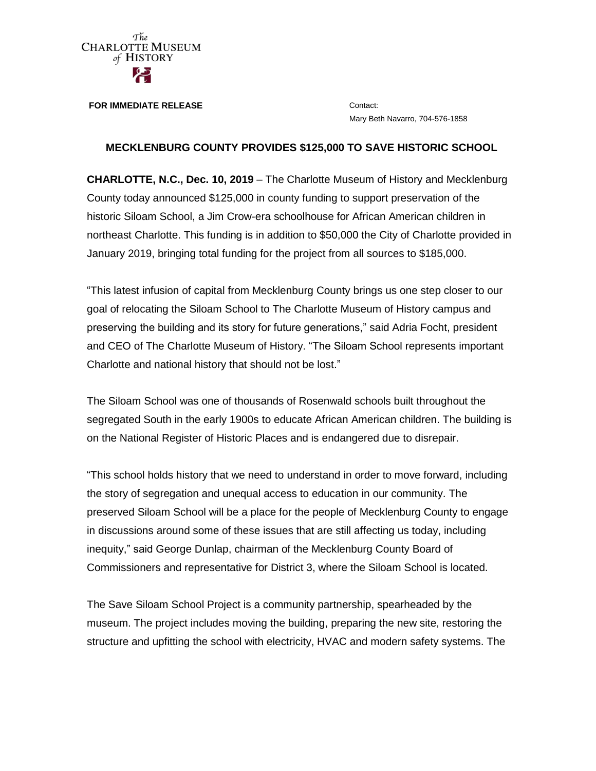The CHARLOTTE MUSEUM of HISTORY

**FOR IMMEDIATE RELEASE**

Contact:
Mary Beth Navarro, 704-576-1858

## MECKLENBURG COUNTY PROVIDES $125,000 TO SAVE HISTORIC SCHOOL

**CHARLOTTE, N.C., Dec. 10, 2019** – The Charlotte Museum of History and Mecklenburg County today announced $125,000 in county funding to support preservation of the historic Siloam School, a Jim Crow-era schoolhouse for African American children in northeast Charlotte. This funding is in addition to $50,000 the City of Charlotte provided in January 2019, bringing total funding for the project from all sources to $185,000.

"This latest infusion of capital from Mecklenburg County brings us one step closer to our goal of relocating the Siloam School to The Charlotte Museum of History campus and preserving the building and its story for future generations," said Adria Focht, president and CEO of The Charlotte Museum of History. "The Siloam School represents important Charlotte and national history that should not be lost."

The Siloam School was one of thousands of Rosenwald schools built throughout the segregated South in the early 1900s to educate African American children. The building is on the National Register of Historic Places and is endangered due to disrepair.

"This school holds history that we need to understand in order to move forward, including the story of segregation and unequal access to education in our community. The preserved Siloam School will be a place for the people of Mecklenburg County to engage in discussions around some of these issues that are still affecting us today, including inequity," said George Dunlap, chairman of the Mecklenburg County Board of Commissioners and representative for District 3, where the Siloam School is located.

The Save Siloam School Project is a community partnership, spearheaded by the museum. The project includes moving the building, preparing the new site, restoring the structure and upfitting the school with electricity, HVAC and modern safety systems. The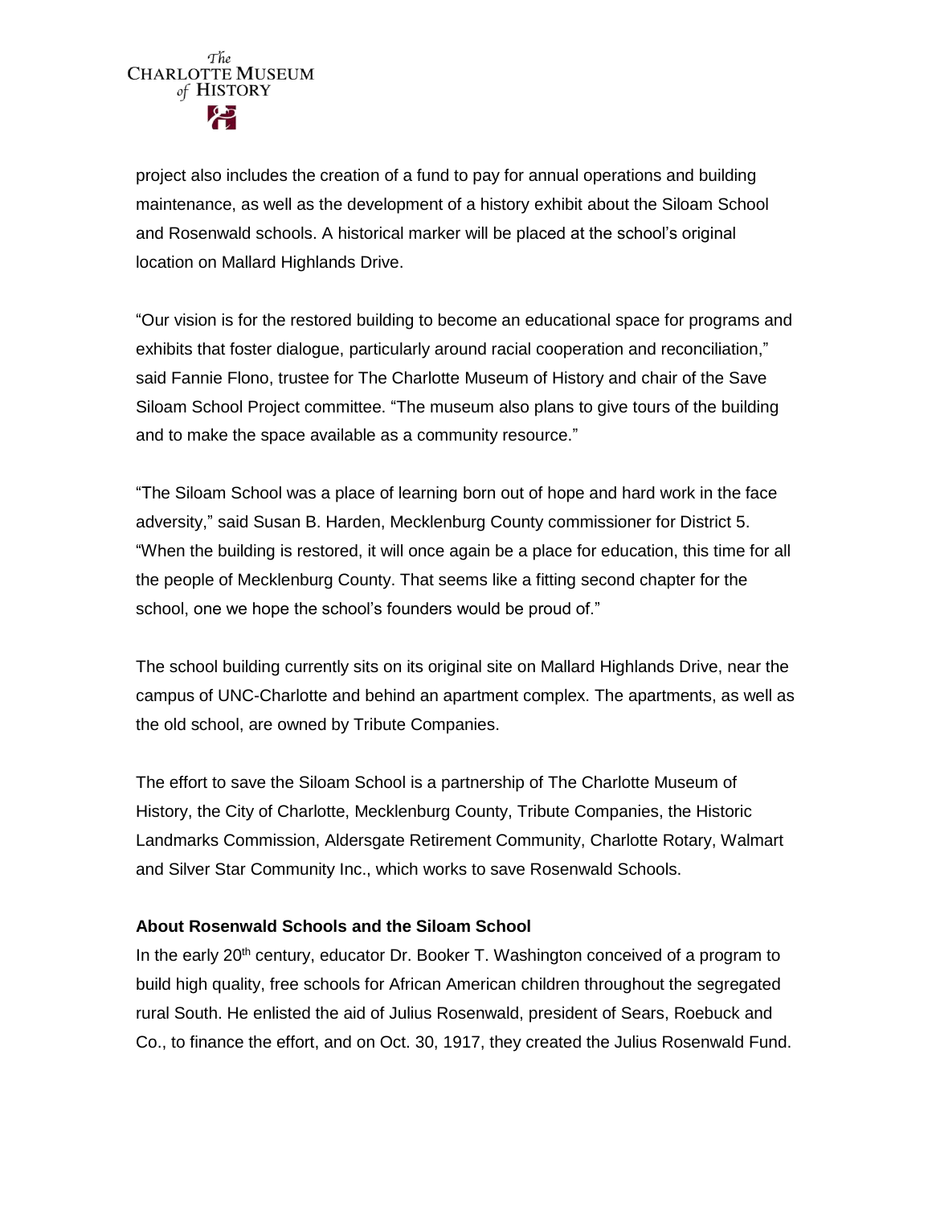project also includes the creation of a fund to pay for annual operations and building maintenance, as well as the development of a history exhibit about the Siloam School and Rosenwald schools. A historical marker will be placed at the school's original location on Mallard Highlands Drive.

"Our vision is for the restored building to become an educational space for programs and exhibits that foster dialogue, particularly around racial cooperation and reconciliation," said Fannie Flono, trustee for The Charlotte Museum of History and chair of the Save Siloam School Project committee. "The museum also plans to give tours of the building and to make the space available as a community resource."

"The Siloam School was a place of learning born out of hope and hard work in the face adversity," said Susan B. Harden, Mecklenburg County commissioner for District 5. "When the building is restored, it will once again be a place for education, this time for all the people of Mecklenburg County. That seems like a fitting second chapter for the school, one we hope the school's founders would be proud of."

The school building currently sits on its original site on Mallard Highlands Drive, near the campus of UNC-Charlotte and behind an apartment complex. The apartments, as well as the old school, are owned by Tribute Companies.

The effort to save the Siloam School is a partnership of The Charlotte Museum of History, the City of Charlotte, Mecklenburg County, Tribute Companies, the Historic Landmarks Commission, Aldersgate Retirement Community, Charlotte Rotary, Walmart and Silver Star Community Inc., which works to save Rosenwald Schools.

**About Rosenwald Schools and the Siloam School**

In the early 20th century, educator Dr. Booker T. Washington conceived of a program to build high quality, free schools for African American children throughout the segregated rural South. He enlisted the aid of Julius Rosenwald, president of Sears, Roebuck and Co., to finance the effort, and on Oct. 30, 1917, they created the Julius Rosenwald Fund.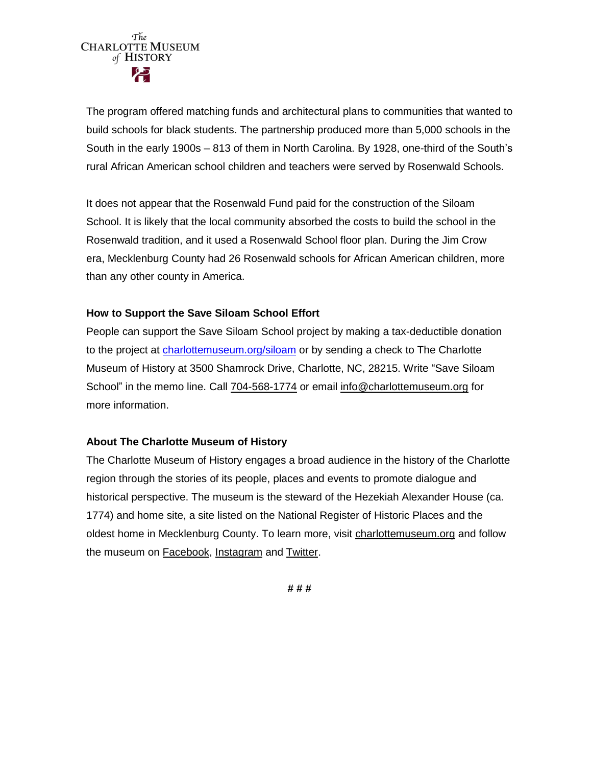The program offered matching funds and architectural plans to communities that wanted to build schools for black students. The partnership produced more than 5,000 schools in the South in the early 1900s – 813 of them in North Carolina. By 1928, one-third of the South's rural African American school children and teachers were served by Rosenwald Schools.

It does not appear that the Rosenwald Fund paid for the construction of the Siloam School. It is likely that the local community absorbed the costs to build the school in the Rosenwald tradition, and it used a Rosenwald School floor plan. During the Jim Crow era, Mecklenburg County had 26 Rosenwald schools for African American children, more than any other county in America.

**How to Support the Save Siloam School Effort**

People can support the Save Siloam School project by making a tax-deductible donation to the project at charlottemuseum.org/siloam or by sending a check to The Charlotte Museum of History at 3500 Shamrock Drive, Charlotte, NC, 28215. Write "Save Siloam School" in the memo line. Call 704-568-1774 or email info@charlottemuseum.org for more information.

**About The Charlotte Museum of History**

The Charlotte Museum of History engages a broad audience in the history of the Charlotte region through the stories of its people, places and events to promote dialogue and historical perspective. The museum is the steward of the Hezekiah Alexander House (ca. 1774) and home site, a site listed on the National Register of Historic Places and the oldest home in Mecklenburg County. To learn more, visit charlottemuseum.org and follow the museum on Facebook, Instagram and Twitter.

# # #